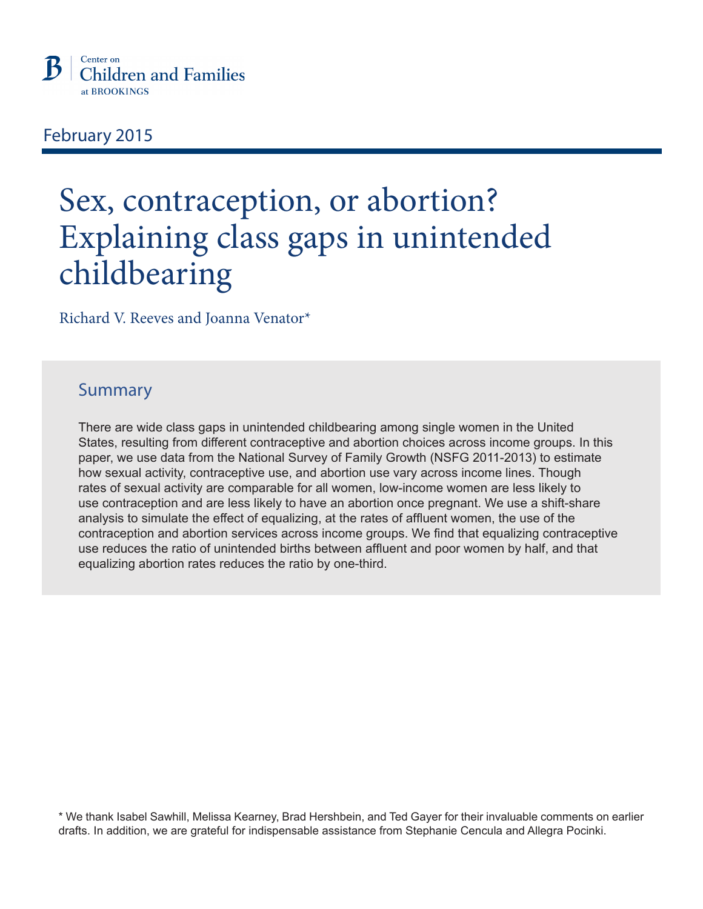Center on
Children and Families
at BROOKINGS

February 2015

# Sex, contraception, or abortion? Explaining class gaps in unintended childbearing

Richard V. Reeves and Joanna Venator*

## Summary

There are wide class gaps in unintended childbearing among single women in the United States, resulting from different contraceptive and abortion choices across income groups. In this paper, we use data from the National Survey of Family Growth (NSFG 2011-2013) to estimate how sexual activity, contraceptive use, and abortion use vary across income lines. Though rates of sexual activity are comparable for all women, low-income women are less likely to use contraception and are less likely to have an abortion once pregnant. We use a shift-share analysis to simulate the effect of equalizing, at the rates of affluent women, the use of the contraception and abortion services across income groups. We find that equalizing contraceptive use reduces the ratio of unintended births between affluent and poor women by half, and that equalizing abortion rates reduces the ratio by one-third.

* We thank Isabel Sawhill, Melissa Kearney, Brad Hershbein, and Ted Gayer for their invaluable comments on earlier drafts. In addition, we are grateful for indispensable assistance from Stephanie Cencula and Allegra Pocinki.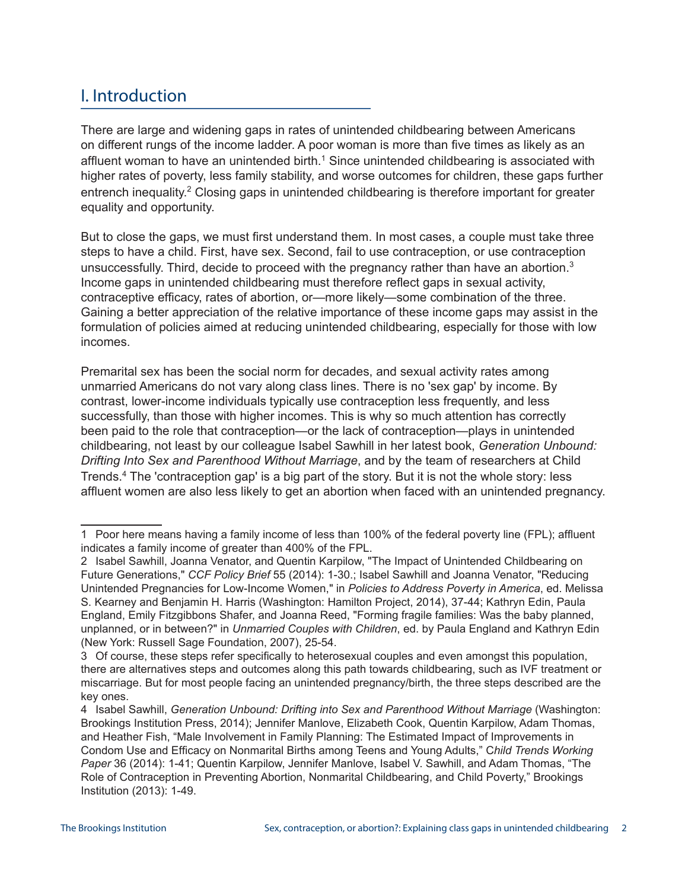# I. Introduction

There are large and widening gaps in rates of unintended childbearing between Americans on different rungs of the income ladder. A poor woman is more than five times as likely as an affluent woman to have an unintended birth.[1] Since unintended childbearing is associated with higher rates of poverty, less family stability, and worse outcomes for children, these gaps further entrench inequality.[2] Closing gaps in unintended childbearing is therefore important for greater equality and opportunity.

But to close the gaps, we must first understand them. In most cases, a couple must take three steps to have a child. First, have sex. Second, fail to use contraception, or use contraception unsuccessfully. Third, decide to proceed with the pregnancy rather than have an abortion.[3] Income gaps in unintended childbearing must therefore reflect gaps in sexual activity, contraceptive efficacy, rates of abortion, or—more likely—some combination of the three. Gaining a better appreciation of the relative importance of these income gaps may assist in the formulation of policies aimed at reducing unintended childbearing, especially for those with low incomes.

Premarital sex has been the social norm for decades, and sexual activity rates among unmarried Americans do not vary along class lines. There is no 'sex gap' by income. By contrast, lower-income individuals typically use contraception less frequently, and less successfully, than those with higher incomes. This is why so much attention has correctly been paid to the role that contraception—or the lack of contraception—plays in unintended childbearing, not least by our colleague Isabel Sawhill in her latest book, *Generation Unbound: Drifting Into Sex and Parenthood Without Marriage*, and by the team of researchers at Child Trends.[4] The 'contraception gap' is a big part of the story. But it is not the whole story: less affluent women are also less likely to get an abortion when faced with an unintended pregnancy.

---

1 Poor here means having a family income of less than 100% of the federal poverty line (FPL); affluent indicates a family income of greater than 400% of the FPL.

2 Isabel Sawhill, Joanna Venator, and Quentin Karpilow, "The Impact of Unintended Childbearing on Future Generations," *CCF Policy Brief* 55 (2014): 1-30.; Isabel Sawhill and Joanna Venator, "Reducing Unintended Pregnancies for Low-Income Women," in *Policies to Address Poverty in America*, ed. Melissa S. Kearney and Benjamin H. Harris (Washington: Hamilton Project, 2014), 37-44; Kathryn Edin, Paula England, Emily Fitzgibbons Shafer, and Joanna Reed, "Forming fragile families: Was the baby planned, unplanned, or in between?" in *Unmarried Couples with Children*, ed. by Paula England and Kathryn Edin (New York: Russell Sage Foundation, 2007), 25-54.

3 Of course, these steps refer specifically to heterosexual couples and even amongst this population, there are alternatives steps and outcomes along this path towards childbearing, such as IVF treatment or miscarriage. But for most people facing an unintended pregnancy/birth, the three steps described are the key ones.

4 Isabel Sawhill, *Generation Unbound: Drifting into Sex and Parenthood Without Marriage* (Washington: Brookings Institution Press, 2014); Jennifer Manlove, Elizabeth Cook, Quentin Karpilow, Adam Thomas, and Heather Fish, "Male Involvement in Family Planning: The Estimated Impact of Improvements in Condom Use and Efficacy on Nonmarital Births among Teens and Young Adults," C*hild Trends Working Paper* 36 (2014): 1-41; Quentin Karpilow, Jennifer Manlove, Isabel V. Sawhill, and Adam Thomas, "The Role of Contraception in Preventing Abortion, Nonmarital Childbearing, and Child Poverty," Brookings Institution (2013): 1-49.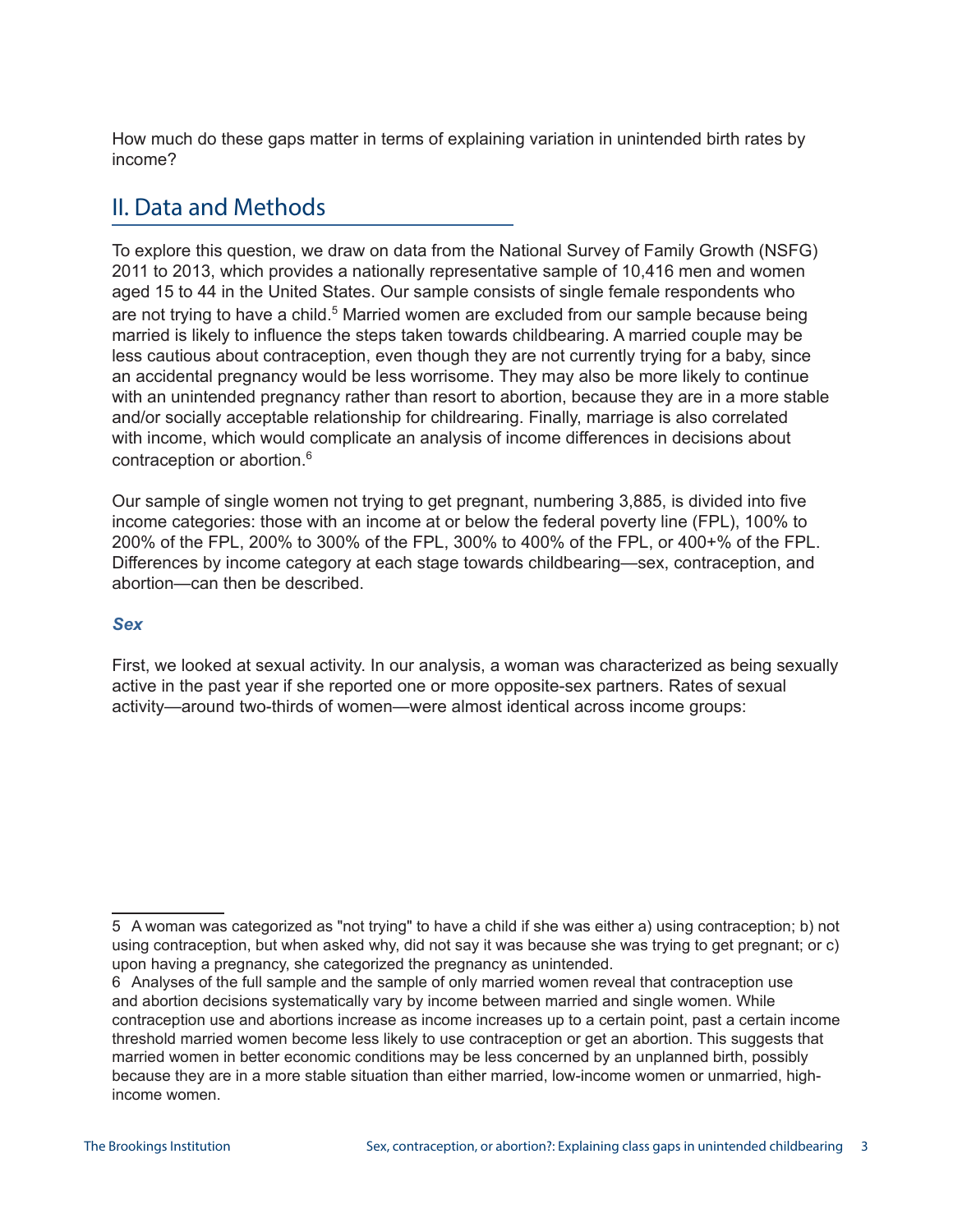How much do these gaps matter in terms of explaining variation in unintended birth rates by income?

## II. Data and Methods

To explore this question, we draw on data from the National Survey of Family Growth (NSFG) 2011 to 2013, which provides a nationally representative sample of 10,416 men and women aged 15 to 44 in the United States. Our sample consists of single female respondents who are not trying to have a child.[5] Married women are excluded from our sample because being married is likely to influence the steps taken towards childbearing. A married couple may be less cautious about contraception, even though they are not currently trying for a baby, since an accidental pregnancy would be less worrisome. They may also be more likely to continue with an unintended pregnancy rather than resort to abortion, because they are in a more stable and/or socially acceptable relationship for childrearing. Finally, marriage is also correlated with income, which would complicate an analysis of income differences in decisions about contraception or abortion.[6]

Our sample of single women not trying to get pregnant, numbering 3,885, is divided into five income categories: those with an income at or below the federal poverty line (FPL), 100% to 200% of the FPL, 200% to 300% of the FPL, 300% to 400% of the FPL, or 400+% of the FPL. Differences by income category at each stage towards childbearing—sex, contraception, and abortion—can then be described.

### *Sex*

First, we looked at sexual activity. In our analysis, a woman was characterized as being sexually active in the past year if she reported one or more opposite-sex partners. Rates of sexual activity—around two-thirds of women—were almost identical across income groups:

---

5 A woman was categorized as "not trying" to have a child if she was either a) using contraception; b) not using contraception, but when asked why, did not say it was because she was trying to get pregnant; or c) upon having a pregnancy, she categorized the pregnancy as unintended.

6 Analyses of the full sample and the sample of only married women reveal that contraception use and abortion decisions systematically vary by income between married and single women. While contraception use and abortions increase as income increases up to a certain point, past a certain income threshold married women become less likely to use contraception or get an abortion. This suggests that married women in better economic conditions may be less concerned by an unplanned birth, possibly because they are in a more stable situation than either married, low-income women or unmarried, high-income women.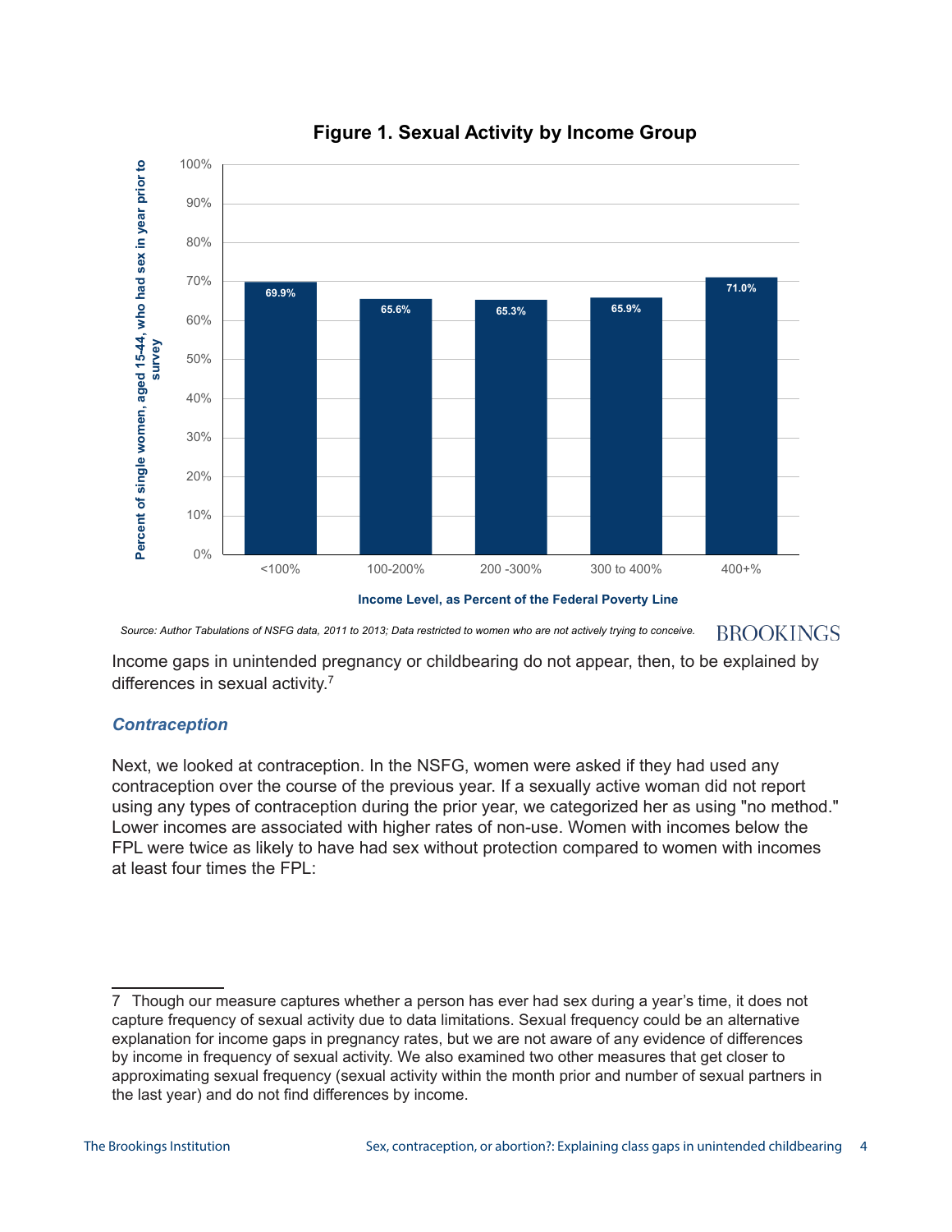**Figure 1. Sexual Activity by Income Group**

| Income Level, as Percent of the Federal Poverty Line | Percent of single women, aged 15-44, who had sex in year prior to survey |
|---|---|
| <100% | 69.9% |
| 100-200% | 65.6% |
| 200 -300% | 65.3% |
| 300 to 400% | 65.9% |
| 400+% | 71.0% |

*Source: Author Tabulations of NSFG data, 2011 to 2013; Data restricted to women who are not actively trying to conceive.*

BROOKINGS

Income gaps in unintended pregnancy or childbearing do not appear, then, to be explained by differences in sexual activity.[7]

### *Contraception*

Next, we looked at contraception. In the NSFG, women were asked if they had used any contraception over the course of the previous year. If a sexually active woman did not report using any types of contraception during the prior year, we categorized her as using "no method." Lower incomes are associated with higher rates of non-use. Women with incomes below the FPL were twice as likely to have had sex without protection compared to women with incomes at least four times the FPL:

---

7 Though our measure captures whether a person has ever had sex during a year's time, it does not capture frequency of sexual activity due to data limitations. Sexual frequency could be an alternative explanation for income gaps in pregnancy rates, but we are not aware of any evidence of differences by income in frequency of sexual activity. We also examined two other measures that get closer to approximating sexual frequency (sexual activity within the month prior and number of sexual partners in the last year) and do not find differences by income.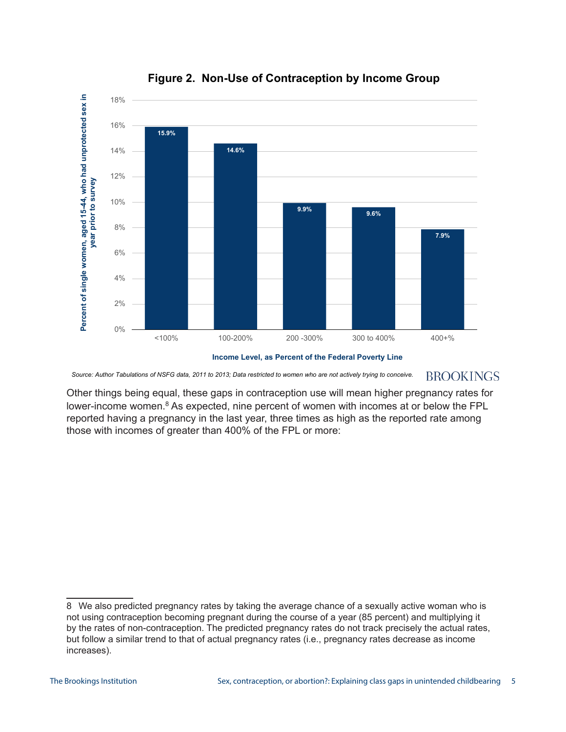**Figure 2. Non-Use of Contraception by Income Group**

| Income Level, as Percent of the Federal Poverty Line | Percent of single women, aged 15-44, who had unprotected sex in year prior to survey |
| --- | --- |
| <100% | 15.9% |
| 100-200% | 14.6% |
| 200 -300% | 9.9% |
| 300 to 400% | 9.6% |
| 400+% | 7.9% |

*Source: Author Tabulations of NSFG data, 2011 to 2013; Data restricted to women who are not actively trying to conceive.*

Other things being equal, these gaps in contraception use will mean higher pregnancy rates for lower-income women.[8] As expected, nine percent of women with incomes at or below the FPL reported having a pregnancy in the last year, three times as high as the reported rate among those with incomes of greater than 400% of the FPL or more:

---

8 We also predicted pregnancy rates by taking the average chance of a sexually active woman who is not using contraception becoming pregnant during the course of a year (85 percent) and multiplying it by the rates of non-contraception. The predicted pregnancy rates do not track precisely the actual rates, but follow a similar trend to that of actual pregnancy rates (i.e., pregnancy rates decrease as income increases).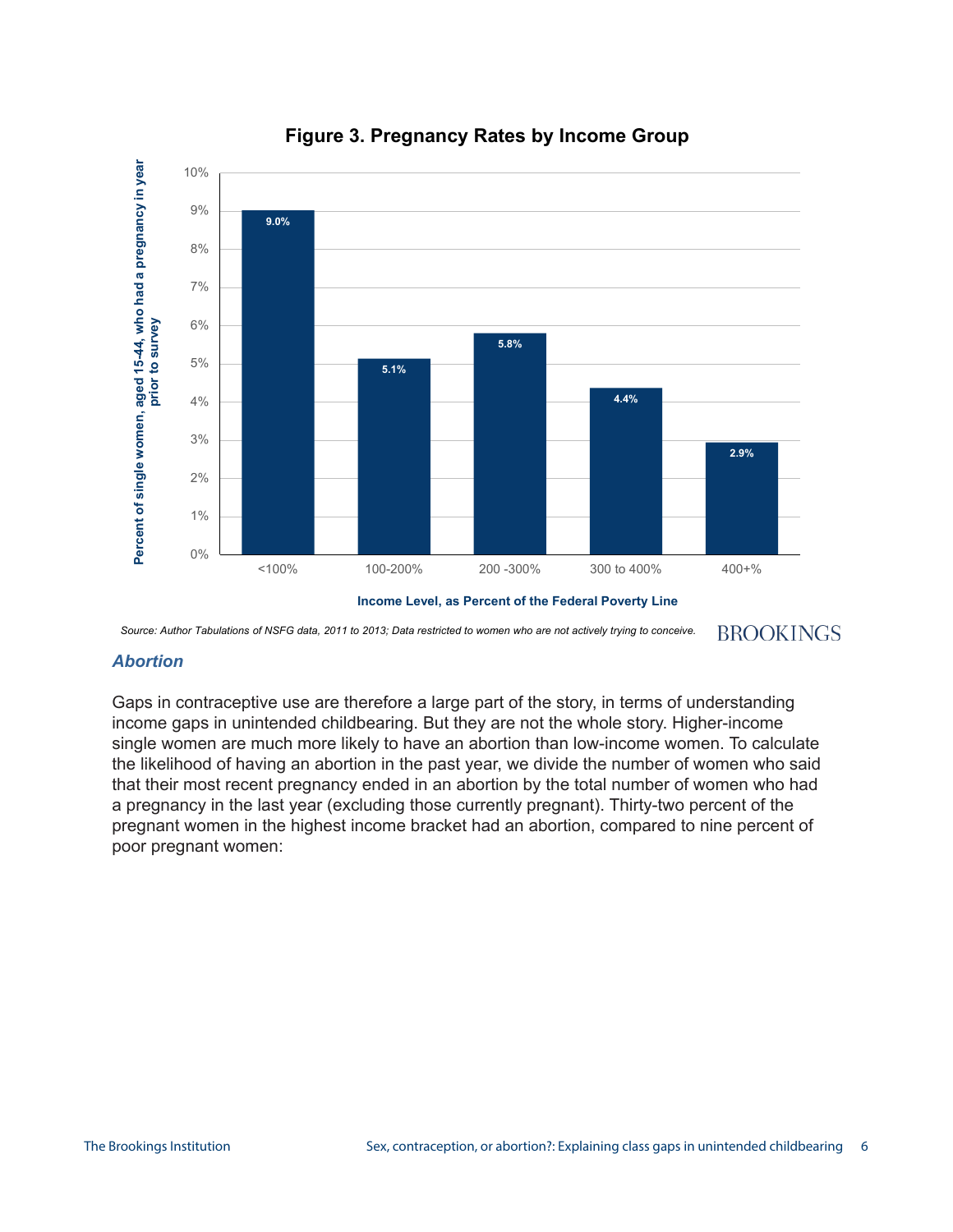**Figure 3. Pregnancy Rates by Income Group**

| Income Level, as Percent of the Federal Poverty Line | Percent of single women, aged 15-44, who had a pregnancy in year prior to survey |
|---|---|
| <100% | 9.0% |
| 100-200% | 5.1% |
| 200 -300% | 5.8% |
| 300 to 400% | 4.4% |
| 400+% | 2.9% |

*Source: Author Tabulations of NSFG data, 2011 to 2013; Data restricted to women who are not actively trying to conceive.*

BROOKINGS

### *Abortion*

Gaps in contraceptive use are therefore a large part of the story, in terms of understanding income gaps in unintended childbearing. But they are not the whole story. Higher-income single women are much more likely to have an abortion than low-income women. To calculate the likelihood of having an abortion in the past year, we divide the number of women who said that their most recent pregnancy ended in an abortion by the total number of women who had a pregnancy in the last year (excluding those currently pregnant). Thirty-two percent of the pregnant women in the highest income bracket had an abortion, compared to nine percent of poor pregnant women: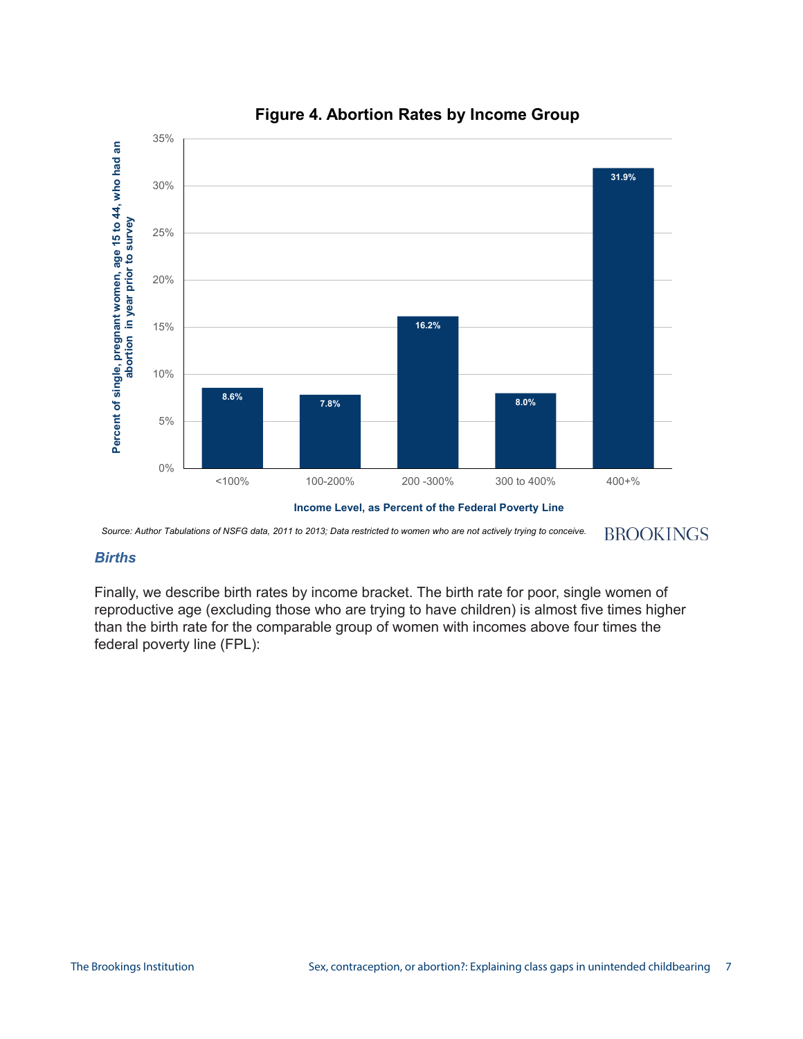**Figure 4. Abortion Rates by Income Group**

| Income Level, as Percent of the Federal Poverty Line | Percent of single, pregnant women, age 15 to 44, who had an abortion in year prior to survey |
|---|---|
| <100% | 8.6% |
| 100-200% | 7.8% |
| 200 -300% | 16.2% |
| 300 to 400% | 8.0% |
| 400+% | 31.9% |

*Source: Author Tabulations of NSFG data, 2011 to 2013; Data restricted to women who are not actively trying to conceive.*

BROOKINGS

### *Births*

Finally, we describe birth rates by income bracket. The birth rate for poor, single women of reproductive age (excluding those who are trying to have children) is almost five times higher than the birth rate for the comparable group of women with incomes above four times the federal poverty line (FPL):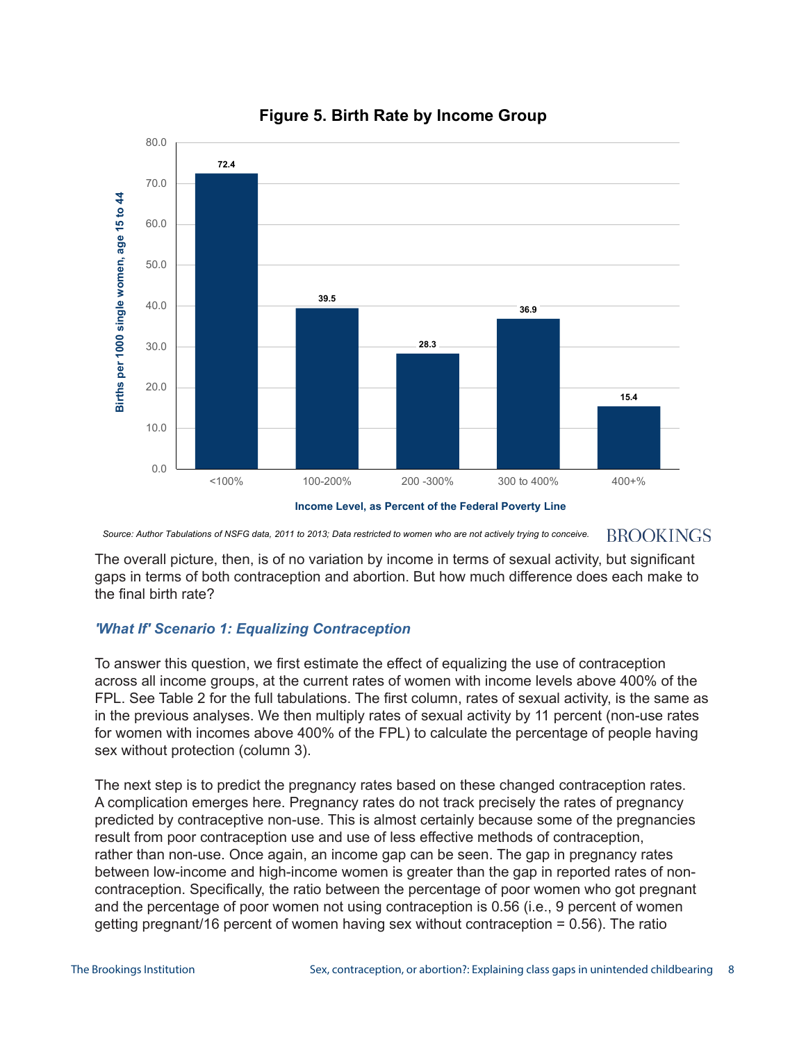**Figure 5. Birth Rate by Income Group**

| Income Level, as Percent of the Federal Poverty Line | Births per 1000 single women, age 15 to 44 |
|---|---|
| <100% | 72.4 |
| 100-200% | 39.5 |
| 200 -300% | 28.3 |
| 300 to 400% | 36.9 |
| 400+% | 15.4 |

*Source: Author Tabulations of NSFG data, 2011 to 2013; Data restricted to women who are not actively trying to conceive.*

The overall picture, then, is of no variation by income in terms of sexual activity, but significant gaps in terms of both contraception and abortion. But how much difference does each make to the final birth rate?

### *'What If' Scenario 1: Equalizing Contraception*

To answer this question, we first estimate the effect of equalizing the use of contraception across all income groups, at the current rates of women with income levels above 400% of the FPL. See Table 2 for the full tabulations. The first column, rates of sexual activity, is the same as in the previous analyses. We then multiply rates of sexual activity by 11 percent (non-use rates for women with incomes above 400% of the FPL) to calculate the percentage of people having sex without protection (column 3).

The next step is to predict the pregnancy rates based on these changed contraception rates. A complication emerges here. Pregnancy rates do not track precisely the rates of pregnancy predicted by contraceptive non-use. This is almost certainly because some of the pregnancies result from poor contraception use and use of less effective methods of contraception, rather than non-use. Once again, an income gap can be seen. The gap in pregnancy rates between low-income and high-income women is greater than the gap in reported rates of non-contraception. Specifically, the ratio between the percentage of poor women who got pregnant and the percentage of poor women not using contraception is 0.56 (i.e., 9 percent of women getting pregnant/16 percent of women having sex without contraception = 0.56). The ratio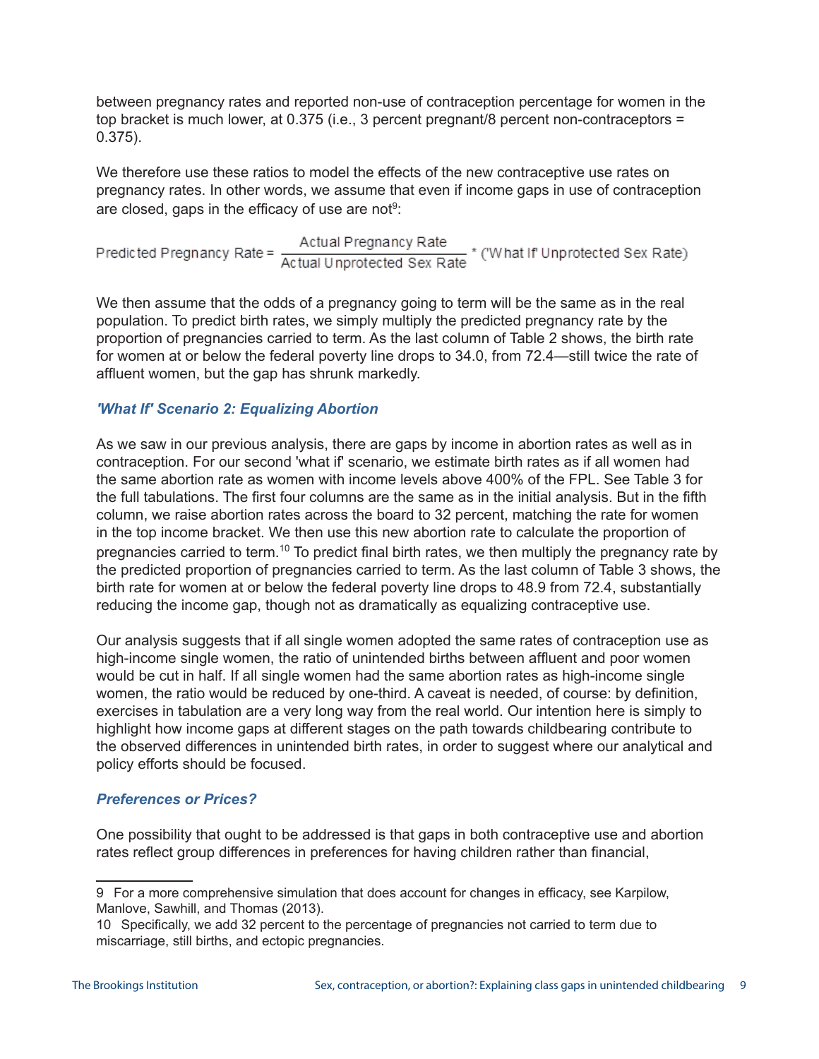between pregnancy rates and reported non-use of contraception percentage for women in the top bracket is much lower, at 0.375 (i.e., 3 percent pregnant/8 percent non-contraceptors = 0.375).

We therefore use these ratios to model the effects of the new contraceptive use rates on pregnancy rates. In other words, we assume that even if income gaps in use of contraception are closed, gaps in the efficacy of use are not[9]:

$$\text{Predicted Pregnancy Rate} = \frac{\text{Actual Pregnancy Rate}}{\text{Actual Unprotected Sex Rate}} * (\text{'What If' Unprotected Sex Rate})$$

We then assume that the odds of a pregnancy going to term will be the same as in the real population. To predict birth rates, we simply multiply the predicted pregnancy rate by the proportion of pregnancies carried to term. As the last column of Table 2 shows, the birth rate for women at or below the federal poverty line drops to 34.0, from 72.4—still twice the rate of affluent women, but the gap has shrunk markedly.

### *'What If' Scenario 2: Equalizing Abortion*

As we saw in our previous analysis, there are gaps by income in abortion rates as well as in contraception. For our second 'what if' scenario, we estimate birth rates as if all women had the same abortion rate as women with income levels above 400% of the FPL. See Table 3 for the full tabulations. The first four columns are the same as in the initial analysis. But in the fifth column, we raise abortion rates across the board to 32 percent, matching the rate for women in the top income bracket. We then use this new abortion rate to calculate the proportion of pregnancies carried to term.[10] To predict final birth rates, we then multiply the pregnancy rate by the predicted proportion of pregnancies carried to term. As the last column of Table 3 shows, the birth rate for women at or below the federal poverty line drops to 48.9 from 72.4, substantially reducing the income gap, though not as dramatically as equalizing contraceptive use.

Our analysis suggests that if all single women adopted the same rates of contraception use as high-income single women, the ratio of unintended births between affluent and poor women would be cut in half. If all single women had the same abortion rates as high-income single women, the ratio would be reduced by one-third. A caveat is needed, of course: by definition, exercises in tabulation are a very long way from the real world. Our intention here is simply to highlight how income gaps at different stages on the path towards childbearing contribute to the observed differences in unintended birth rates, in order to suggest where our analytical and policy efforts should be focused.

### *Preferences or Prices?*

One possibility that ought to be addressed is that gaps in both contraceptive use and abortion rates reflect group differences in preferences for having children rather than financial,

---

9 For a more comprehensive simulation that does account for changes in efficacy, see Karpilow, Manlove, Sawhill, and Thomas (2013).

10 Specifically, we add 32 percent to the percentage of pregnancies not carried to term due to miscarriage, still births, and ectopic pregnancies.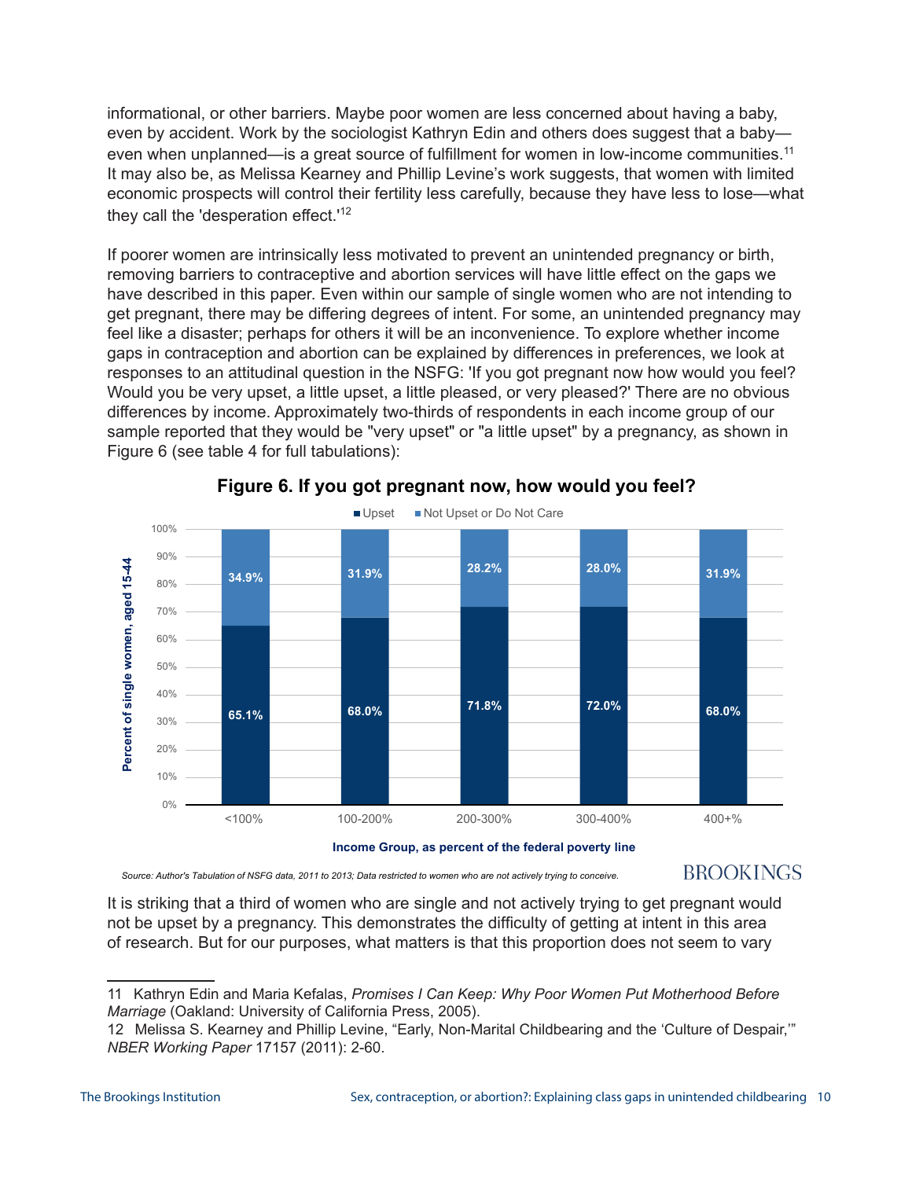informational, or other barriers. Maybe poor women are less concerned about having a baby, even by accident. Work by the sociologist Kathryn Edin and others does suggest that a baby—even when unplanned—is a great source of fulfillment for women in low-income communities.[11] It may also be, as Melissa Kearney and Phillip Levine's work suggests, that women with limited economic prospects will control their fertility less carefully, because they have less to lose—what they call the 'desperation effect.'[12]

If poorer women are intrinsically less motivated to prevent an unintended pregnancy or birth, removing barriers to contraceptive and abortion services will have little effect on the gaps we have described in this paper. Even within our sample of single women who are not intending to get pregnant, there may be differing degrees of intent. For some, an unintended pregnancy may feel like a disaster; perhaps for others it will be an inconvenience. To explore whether income gaps in contraception and abortion can be explained by differences in preferences, we look at responses to an attitudinal question in the NSFG: 'If you got pregnant now how would you feel? Would you be very upset, a little upset, a little pleased, or very pleased?' There are no obvious differences by income. Approximately two-thirds of respondents in each income group of our sample reported that they would be "very upset" or "a little upset" by a pregnancy, as shown in Figure 6 (see table 4 for full tabulations):

**Figure 6. If you got pregnant now, how would you feel?**

Percent of single women, aged 15-44

| Income Group, as percent of the federal poverty line | Upset | Not Upset or Do Not Care |
|---|---|---|
| <100% | 65.1% | 34.9% |
| 100-200% | 68.0% | 31.9% |
| 200-300% | 71.8% | 28.2% |
| 300-400% | 72.0% | 28.0% |
| 400+% | 68.0% | 31.9% |

*Source: Author's Tabulation of NSFG data, 2011 to 2013; Data restricted to women who are not actively trying to conceive.*

BROOKINGS

It is striking that a third of women who are single and not actively trying to get pregnant would not be upset by a pregnancy. This demonstrates the difficulty of getting at intent in this area of research. But for our purposes, what matters is that this proportion does not seem to vary

---

11 Kathryn Edin and Maria Kefalas, *Promises I Can Keep: Why Poor Women Put Motherhood Before Marriage* (Oakland: University of California Press, 2005).

12 Melissa S. Kearney and Phillip Levine, "Early, Non-Marital Childbearing and the 'Culture of Despair,'" *NBER Working Paper* 17157 (2011): 2-60.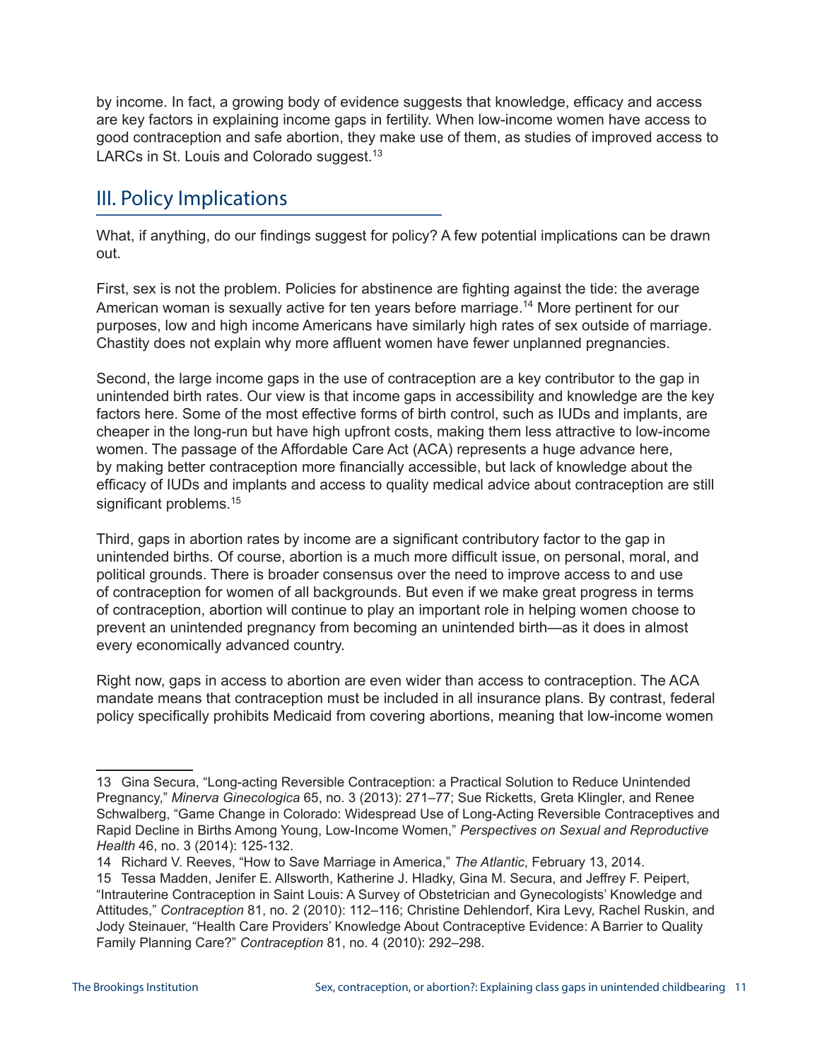by income. In fact, a growing body of evidence suggests that knowledge, efficacy and access are key factors in explaining income gaps in fertility. When low-income women have access to good contraception and safe abortion, they make use of them, as studies of improved access to LARCs in St. Louis and Colorado suggest.[13]

## III. Policy Implications

What, if anything, do our findings suggest for policy? A few potential implications can be drawn out.

First, sex is not the problem. Policies for abstinence are fighting against the tide: the average American woman is sexually active for ten years before marriage.[14] More pertinent for our purposes, low and high income Americans have similarly high rates of sex outside of marriage. Chastity does not explain why more affluent women have fewer unplanned pregnancies.

Second, the large income gaps in the use of contraception are a key contributor to the gap in unintended birth rates. Our view is that income gaps in accessibility and knowledge are the key factors here. Some of the most effective forms of birth control, such as IUDs and implants, are cheaper in the long-run but have high upfront costs, making them less attractive to low-income women. The passage of the Affordable Care Act (ACA) represents a huge advance here, by making better contraception more financially accessible, but lack of knowledge about the efficacy of IUDs and implants and access to quality medical advice about contraception are still significant problems.[15]

Third, gaps in abortion rates by income are a significant contributory factor to the gap in unintended births. Of course, abortion is a much more difficult issue, on personal, moral, and political grounds. There is broader consensus over the need to improve access to and use of contraception for women of all backgrounds. But even if we make great progress in terms of contraception, abortion will continue to play an important role in helping women choose to prevent an unintended pregnancy from becoming an unintended birth—as it does in almost every economically advanced country.

Right now, gaps in access to abortion are even wider than access to contraception. The ACA mandate means that contraception must be included in all insurance plans. By contrast, federal policy specifically prohibits Medicaid from covering abortions, meaning that low-income women

---

13 Gina Secura, "Long-acting Reversible Contraception: a Practical Solution to Reduce Unintended Pregnancy," *Minerva Ginecologica* 65, no. 3 (2013): 271–77; Sue Ricketts, Greta Klingler, and Renee Schwalberg, "Game Change in Colorado: Widespread Use of Long-Acting Reversible Contraceptives and Rapid Decline in Births Among Young, Low-Income Women," *Perspectives on Sexual and Reproductive Health* 46, no. 3 (2014): 125-132.

14 Richard V. Reeves, "How to Save Marriage in America," *The Atlantic*, February 13, 2014.

15 Tessa Madden, Jenifer E. Allsworth, Katherine J. Hladky, Gina M. Secura, and Jeffrey F. Peipert, "Intrauterine Contraception in Saint Louis: A Survey of Obstetrician and Gynecologists' Knowledge and Attitudes," *Contraception* 81, no. 2 (2010): 112–116; Christine Dehlendorf, Kira Levy, Rachel Ruskin, and Jody Steinauer, "Health Care Providers' Knowledge About Contraceptive Evidence: A Barrier to Quality Family Planning Care?" *Contraception* 81, no. 4 (2010): 292–298.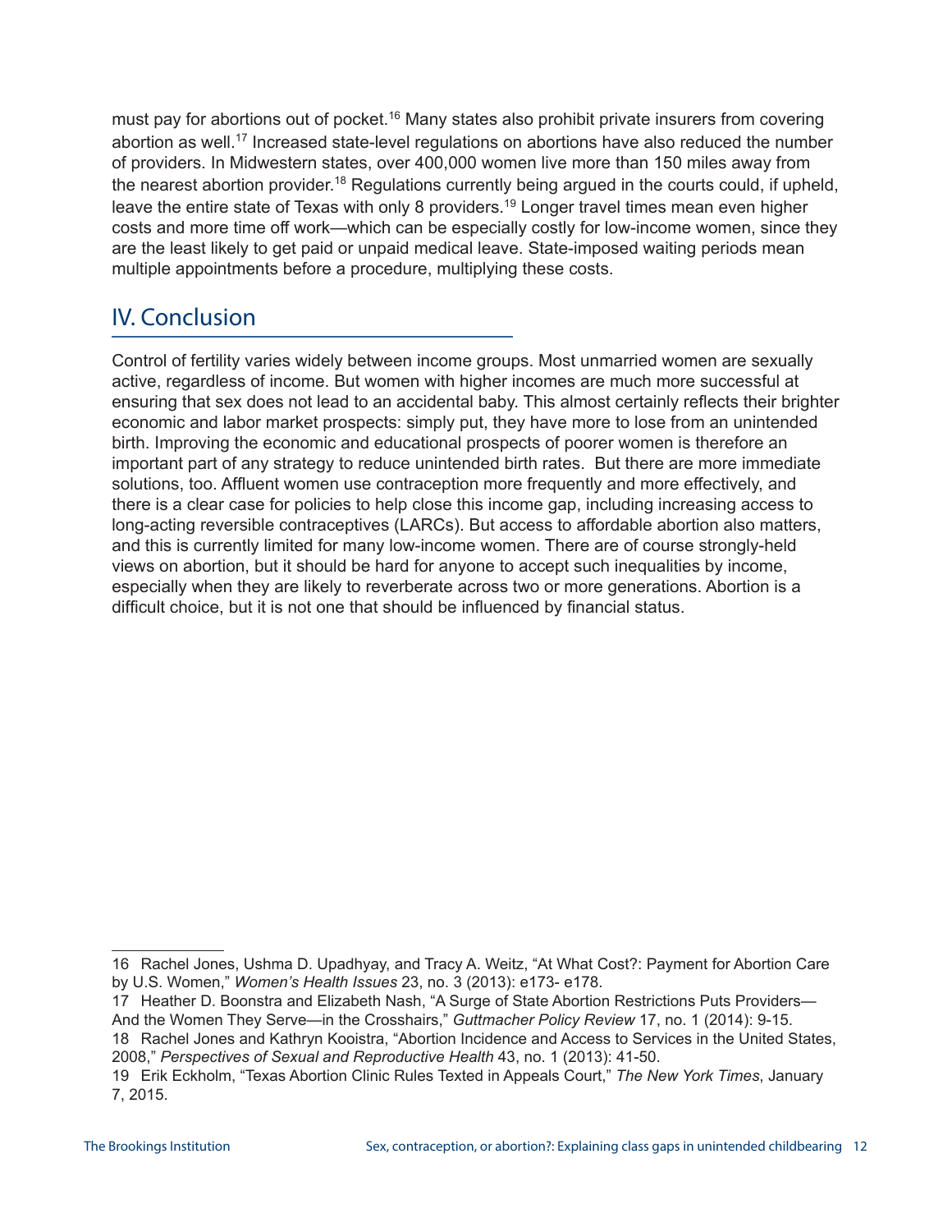must pay for abortions out of pocket.[16] Many states also prohibit private insurers from covering abortion as well.[17] Increased state-level regulations on abortions have also reduced the number of providers. In Midwestern states, over 400,000 women live more than 150 miles away from the nearest abortion provider.[18] Regulations currently being argued in the courts could, if upheld, leave the entire state of Texas with only 8 providers.[19] Longer travel times mean even higher costs and more time off work—which can be especially costly for low-income women, since they are the least likely to get paid or unpaid medical leave. State-imposed waiting periods mean multiple appointments before a procedure, multiplying these costs.

## IV. Conclusion

Control of fertility varies widely between income groups. Most unmarried women are sexually active, regardless of income. But women with higher incomes are much more successful at ensuring that sex does not lead to an accidental baby. This almost certainly reflects their brighter economic and labor market prospects: simply put, they have more to lose from an unintended birth. Improving the economic and educational prospects of poorer women is therefore an important part of any strategy to reduce unintended birth rates. But there are more immediate solutions, too. Affluent women use contraception more frequently and more effectively, and there is a clear case for policies to help close this income gap, including increasing access to long-acting reversible contraceptives (LARCs). But access to affordable abortion also matters, and this is currently limited for many low-income women. There are of course strongly-held views on abortion, but it should be hard for anyone to accept such inequalities by income, especially when they are likely to reverberate across two or more generations. Abortion is a difficult choice, but it is not one that should be influenced by financial status.

---

16 Rachel Jones, Ushma D. Upadhyay, and Tracy A. Weitz, "At What Cost?: Payment for Abortion Care by U.S. Women," *Women's Health Issues* 23, no. 3 (2013): e173- e178.

17 Heather D. Boonstra and Elizabeth Nash, "A Surge of State Abortion Restrictions Puts Providers—And the Women They Serve—in the Crosshairs," *Guttmacher Policy Review* 17, no. 1 (2014): 9-15.

18 Rachel Jones and Kathryn Kooistra, "Abortion Incidence and Access to Services in the United States, 2008," *Perspectives of Sexual and Reproductive Health* 43, no. 1 (2013): 41-50.

19 Erik Eckholm, "Texas Abortion Clinic Rules Texted in Appeals Court," *The New York Times*, January 7, 2015.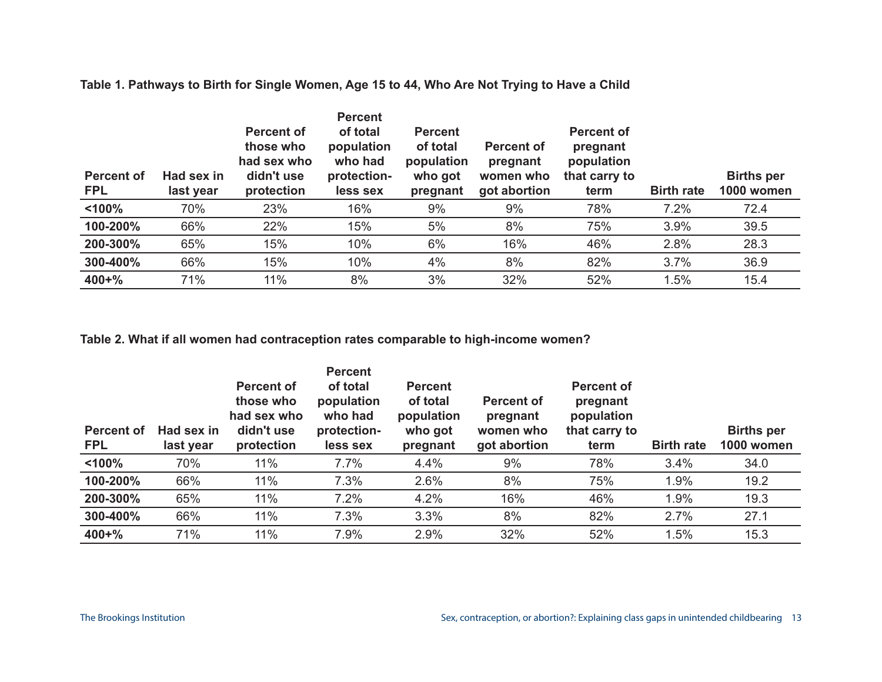**Table 1. Pathways to Birth for Single Women, Age 15 to 44, Who Are Not Trying to Have a Child**

| Percent of FPL | Had sex in last year | Percent of those who had sex who didn't use protection | Percent of total population who had protection-less sex | Percent of total population who got pregnant | Percent of pregnant women who got abortion | Percent of pregnant population that carry to term | Birth rate | Births per 1000 women |
|---|---|---|---|---|---|---|---|---|
| **<100%** | 70% | 23% | 16% | 9% | 9% | 78% | 7.2% | 72.4 |
| **100-200%** | 66% | 22% | 15% | 5% | 8% | 75% | 3.9% | 39.5 |
| **200-300%** | 65% | 15% | 10% | 6% | 16% | 46% | 2.8% | 28.3 |
| **300-400%** | 66% | 15% | 10% | 4% | 8% | 82% | 3.7% | 36.9 |
| **400+%** | 71% | 11% | 8% | 3% | 32% | 52% | 1.5% | 15.4 |

**Table 2. What if all women had contraception rates comparable to high-income women?**

| Percent of FPL | Had sex in last year | Percent of those who had sex who didn't use protection | Percent of total population who had protection-less sex | Percent of total population who got pregnant | Percent of pregnant women who got abortion | Percent of pregnant population that carry to term | Birth rate | Births per 1000 women |
|---|---|---|---|---|---|---|---|---|
| **<100%** | 70% | 11% | 7.7% | 4.4% | 9% | 78% | 3.4% | 34.0 |
| **100-200%** | 66% | 11% | 7.3% | 2.6% | 8% | 75% | 1.9% | 19.2 |
| **200-300%** | 65% | 11% | 7.2% | 4.2% | 16% | 46% | 1.9% | 19.3 |
| **300-400%** | 66% | 11% | 7.3% | 3.3% | 8% | 82% | 2.7% | 27.1 |
| **400+%** | 71% | 11% | 7.9% | 2.9% | 32% | 52% | 1.5% | 15.3 |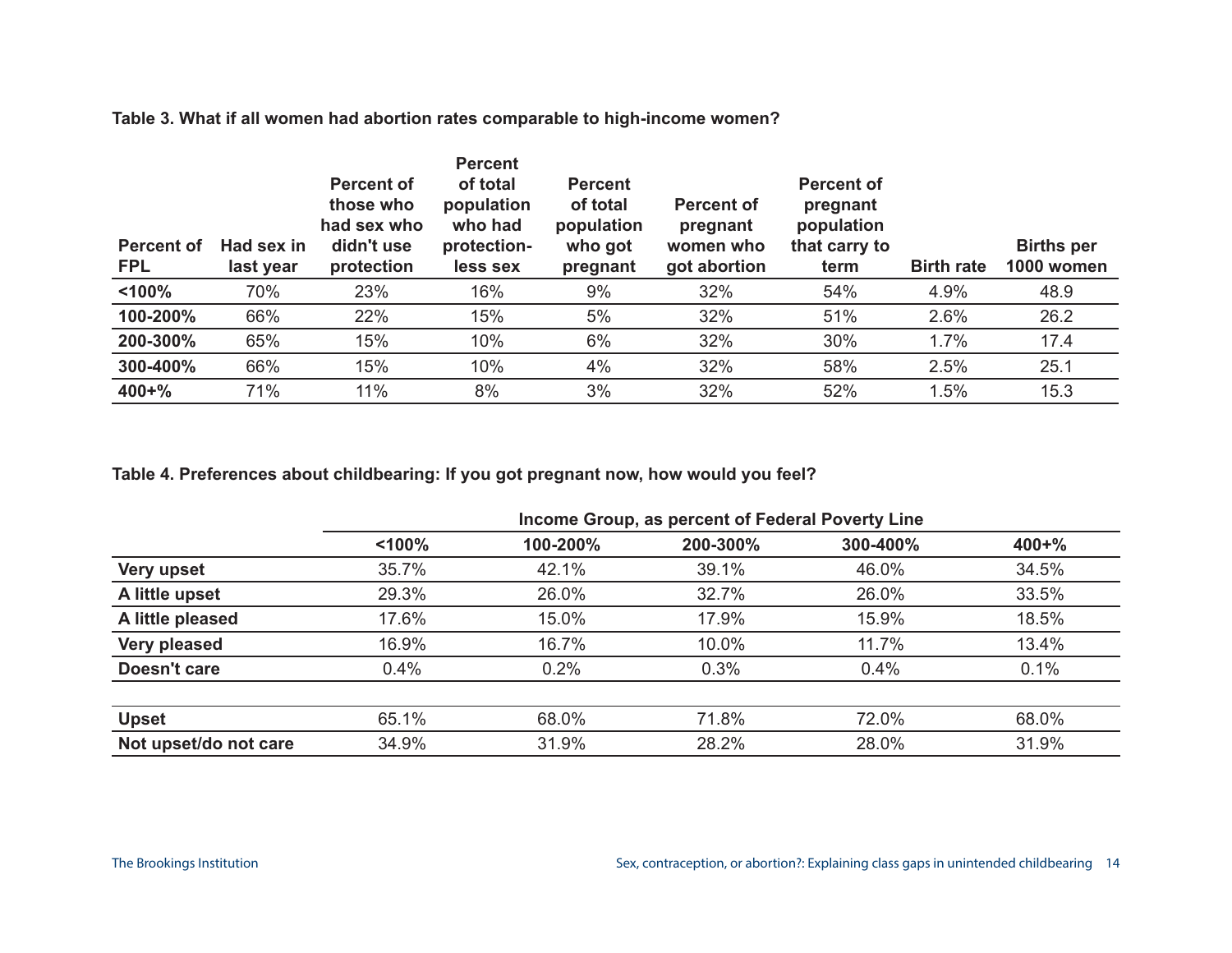**Table 3. What if all women had abortion rates comparable to high-income women?**

| Percent of FPL | Had sex in last year | Percent of those who had sex who didn't use protection | Percent of total population who had protection-less sex | Percent of total population who got pregnant | Percent of pregnant women who got abortion | Percent of pregnant population that carry to term | Birth rate | Births per 1000 women |
|---|---|---|---|---|---|---|---|---|
| **<100%** | 70% | 23% | 16% | 9% | 32% | 54% | 4.9% | 48.9 |
| **100-200%** | 66% | 22% | 15% | 5% | 32% | 51% | 2.6% | 26.2 |
| **200-300%** | 65% | 15% | 10% | 6% | 32% | 30% | 1.7% | 17.4 |
| **300-400%** | 66% | 15% | 10% | 4% | 32% | 58% | 2.5% | 25.1 |
| **400+%** | 71% | 11% | 8% | 3% | 32% | 52% | 1.5% | 15.3 |

**Table 4. Preferences about childbearing: If you got pregnant now, how would you feel?**

| | Income Group, as percent of Federal Poverty Line | | | | |
|---|---|---|---|---|---|
| | **<100%** | **100-200%** | **200-300%** | **300-400%** | **400+%** |
| **Very upset** | 35.7% | 42.1% | 39.1% | 46.0% | 34.5% |
| **A little upset** | 29.3% | 26.0% | 32.7% | 26.0% | 33.5% |
| **A little pleased** | 17.6% | 15.0% | 17.9% | 15.9% | 18.5% |
| **Very pleased** | 16.9% | 16.7% | 10.0% | 11.7% | 13.4% |
| **Doesn't care** | 0.4% | 0.2% | 0.3% | 0.4% | 0.1% |
| | | | | | |
| **Upset** | 65.1% | 68.0% | 71.8% | 72.0% | 68.0% |
| **Not upset/do not care** | 34.9% | 31.9% | 28.2% | 28.0% | 31.9% |